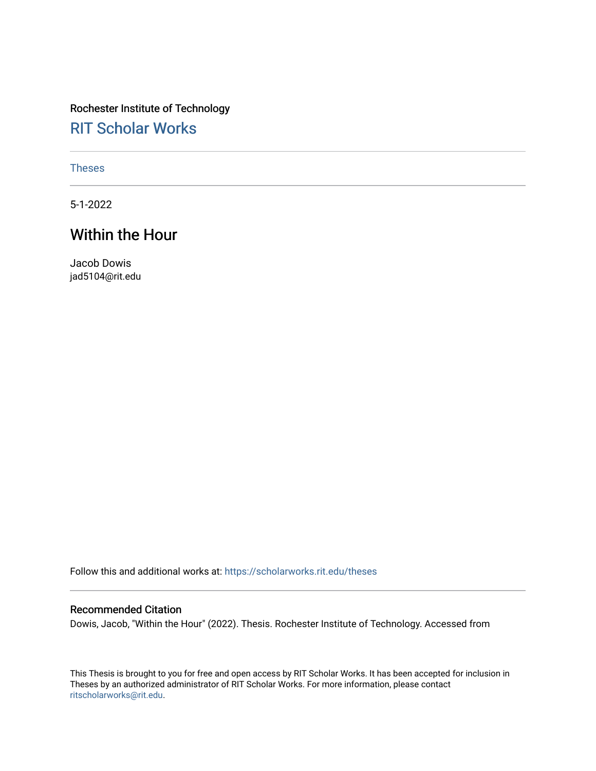Rochester Institute of Technology

# RIT Scholar Works

Theses

5-1-2022

## Within the Hour

Jacob Dowis
jad5104@rit.edu

Follow this and additional works at: https://scholarworks.rit.edu/theses

### Recommended Citation

Dowis, Jacob, "Within the Hour" (2022). Thesis. Rochester Institute of Technology. Accessed from

This Thesis is brought to you for free and open access by RIT Scholar Works. It has been accepted for inclusion in Theses by an authorized administrator of RIT Scholar Works. For more information, please contact ritscholarworks@rit.edu.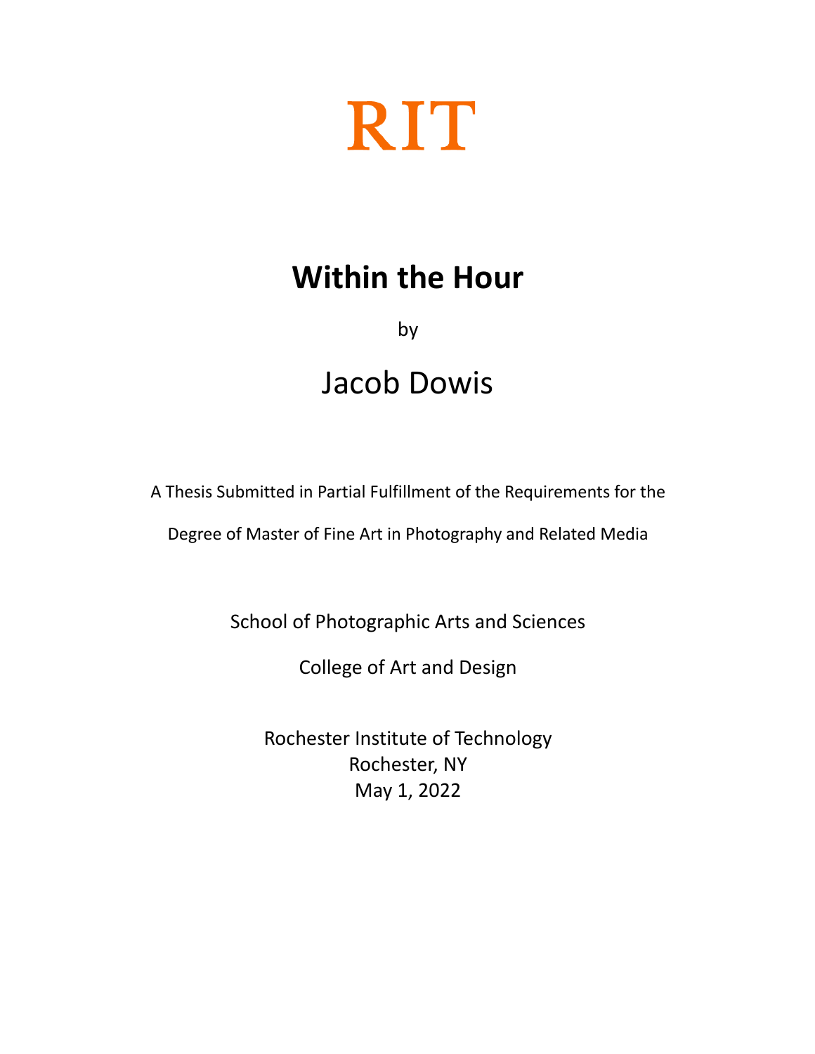RIT

# Within the Hour

by

Jacob Dowis

A Thesis Submitted in Partial Fulfillment of the Requirements for the

Degree of Master of Fine Art in Photography and Related Media

School of Photographic Arts and Sciences

College of Art and Design

Rochester Institute of Technology
Rochester, NY
May 1, 2022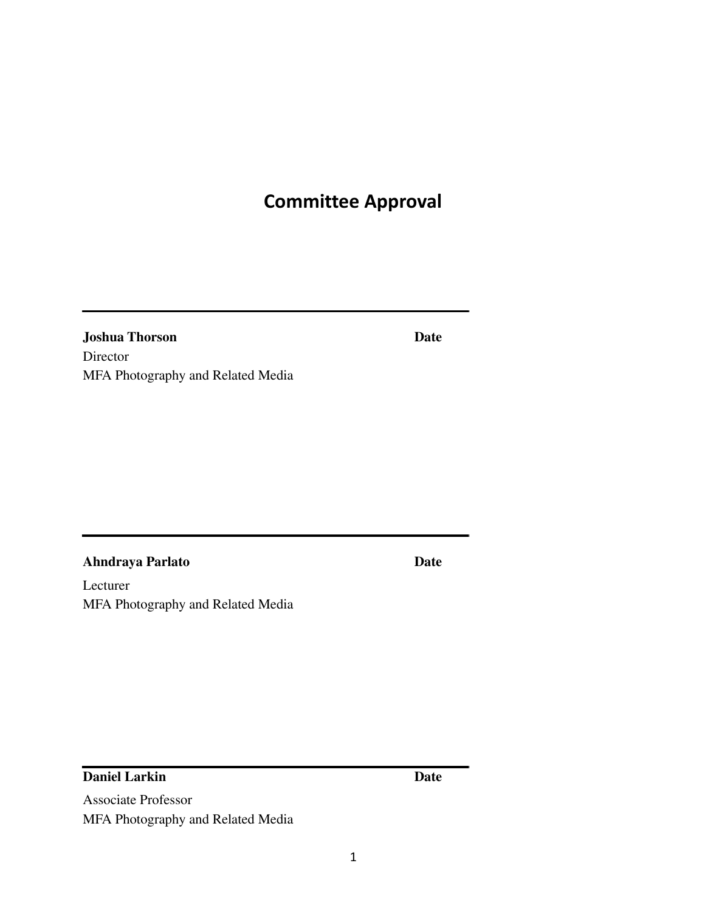# Committee Approval

---

**Joshua Thorson** **Date**
Director
MFA Photography and Related Media

---

**Ahndraya Parlato** **Date**

Lecturer
MFA Photography and Related Media

---

**Daniel Larkin** **Date**

Associate Professor
MFA Photography and Related Media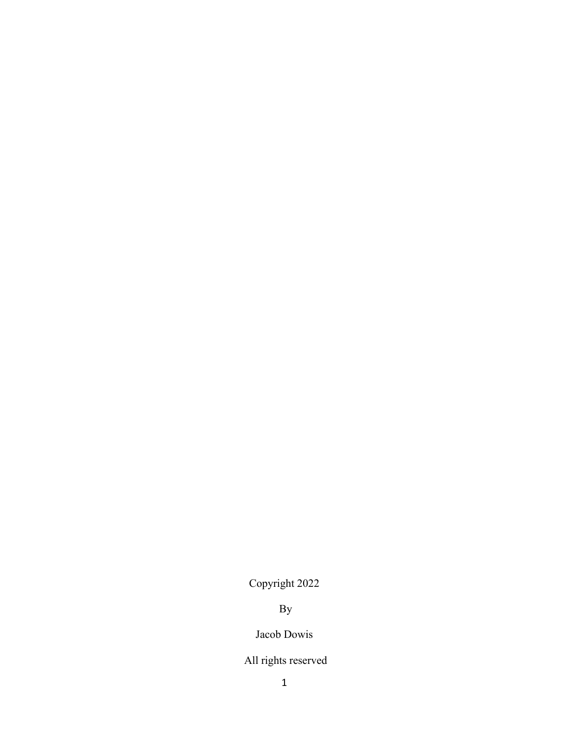Copyright 2022

By

Jacob Dowis

All rights reserved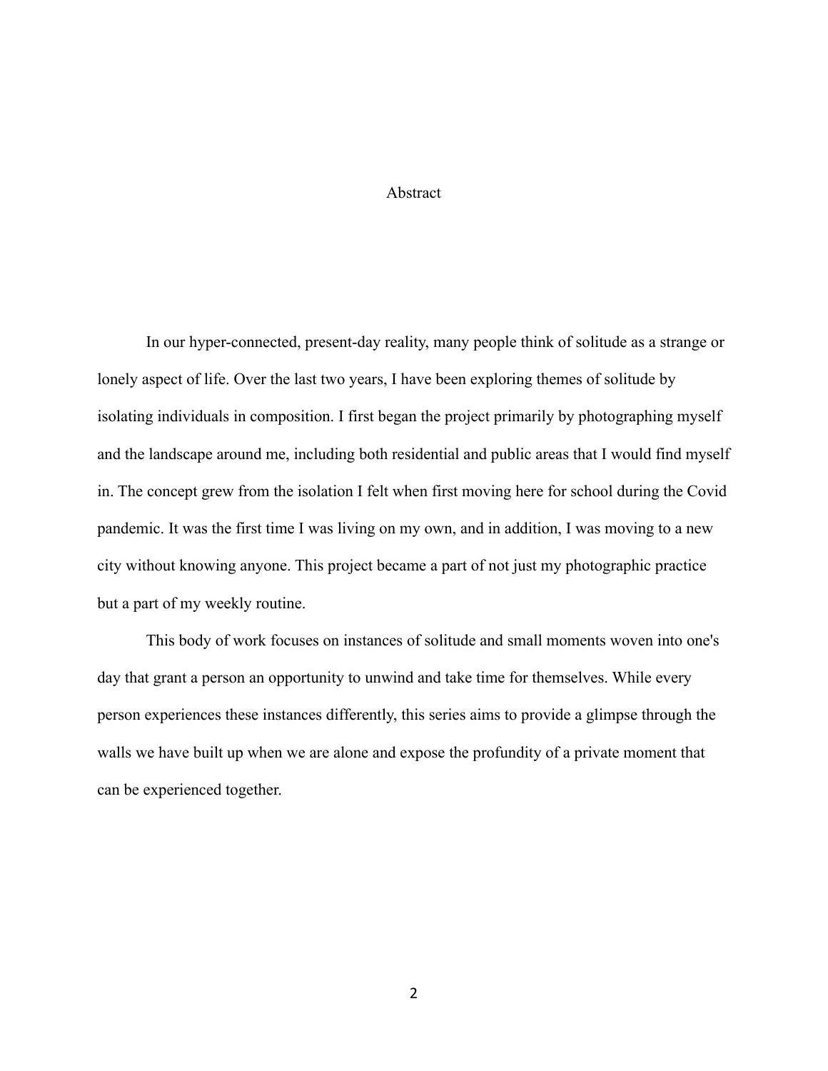# Abstract

In our hyper-connected, present-day reality, many people think of solitude as a strange or lonely aspect of life. Over the last two years, I have been exploring themes of solitude by isolating individuals in composition. I first began the project primarily by photographing myself and the landscape around me, including both residential and public areas that I would find myself in. The concept grew from the isolation I felt when first moving here for school during the Covid pandemic. It was the first time I was living on my own, and in addition, I was moving to a new city without knowing anyone. This project became a part of not just my photographic practice but a part of my weekly routine.

This body of work focuses on instances of solitude and small moments woven into one's day that grant a person an opportunity to unwind and take time for themselves. While every person experiences these instances differently, this series aims to provide a glimpse through the walls we have built up when we are alone and expose the profundity of a private moment that can be experienced together.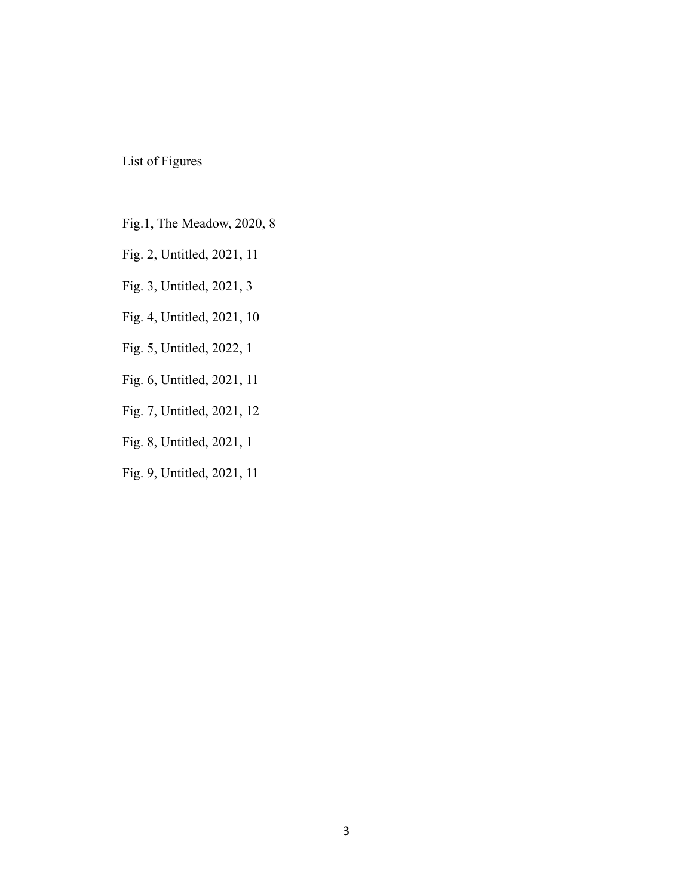List of Figures

Fig.1, The Meadow, 2020, 8

Fig. 2, Untitled, 2021, 11

Fig. 3, Untitled, 2021, 3

Fig. 4, Untitled, 2021, 10

Fig. 5, Untitled, 2022, 1

Fig. 6, Untitled, 2021, 11

Fig. 7, Untitled, 2021, 12

Fig. 8, Untitled, 2021, 1

Fig. 9, Untitled, 2021, 11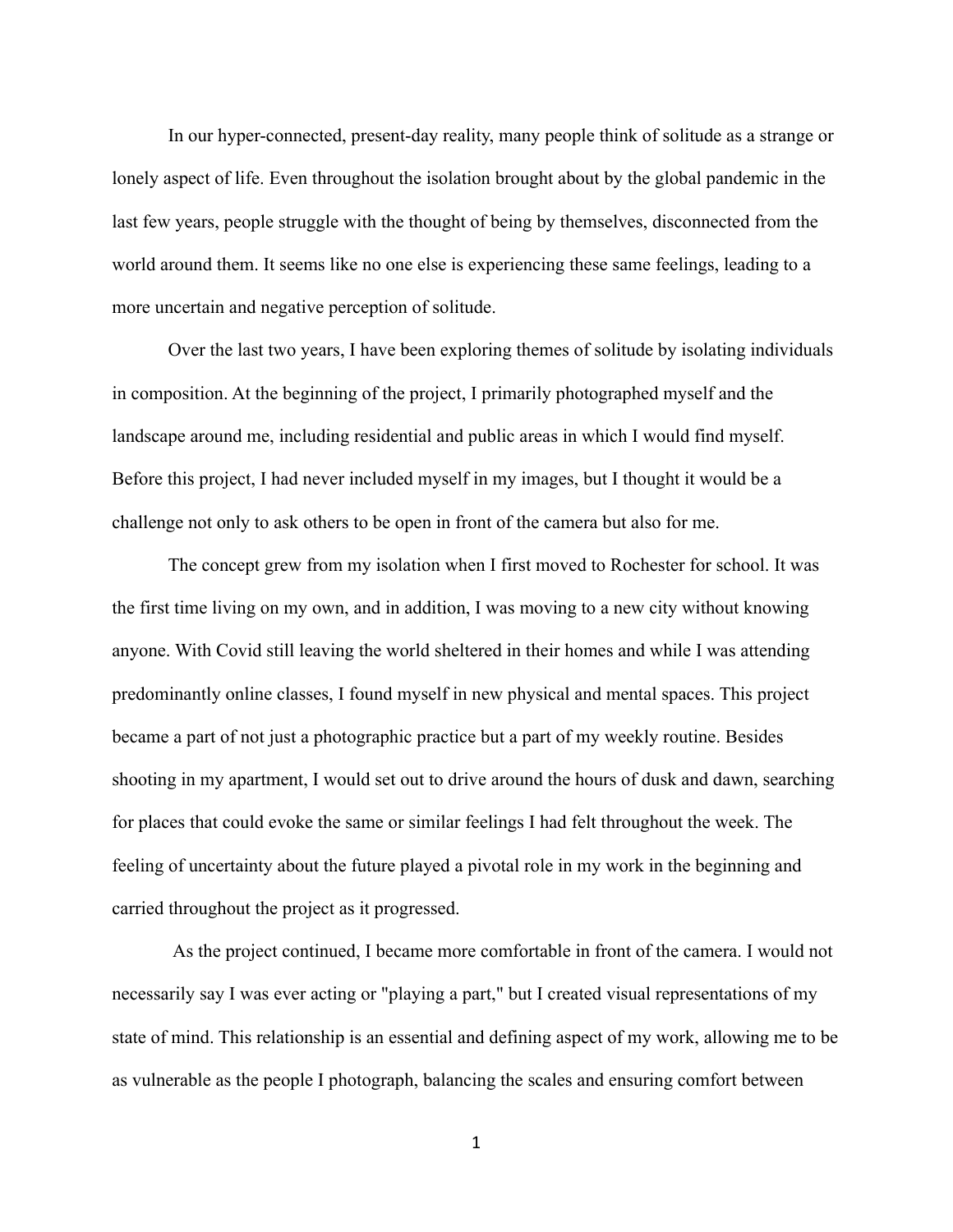In our hyper-connected, present-day reality, many people think of solitude as a strange or lonely aspect of life. Even throughout the isolation brought about by the global pandemic in the last few years, people struggle with the thought of being by themselves, disconnected from the world around them. It seems like no one else is experiencing these same feelings, leading to a more uncertain and negative perception of solitude.

Over the last two years, I have been exploring themes of solitude by isolating individuals in composition. At the beginning of the project, I primarily photographed myself and the landscape around me, including residential and public areas in which I would find myself. Before this project, I had never included myself in my images, but I thought it would be a challenge not only to ask others to be open in front of the camera but also for me.

The concept grew from my isolation when I first moved to Rochester for school. It was the first time living on my own, and in addition, I was moving to a new city without knowing anyone. With Covid still leaving the world sheltered in their homes and while I was attending predominantly online classes, I found myself in new physical and mental spaces. This project became a part of not just a photographic practice but a part of my weekly routine. Besides shooting in my apartment, I would set out to drive around the hours of dusk and dawn, searching for places that could evoke the same or similar feelings I had felt throughout the week. The feeling of uncertainty about the future played a pivotal role in my work in the beginning and carried throughout the project as it progressed.

As the project continued, I became more comfortable in front of the camera. I would not necessarily say I was ever acting or "playing a part," but I created visual representations of my state of mind. This relationship is an essential and defining aspect of my work, allowing me to be as vulnerable as the people I photograph, balancing the scales and ensuring comfort between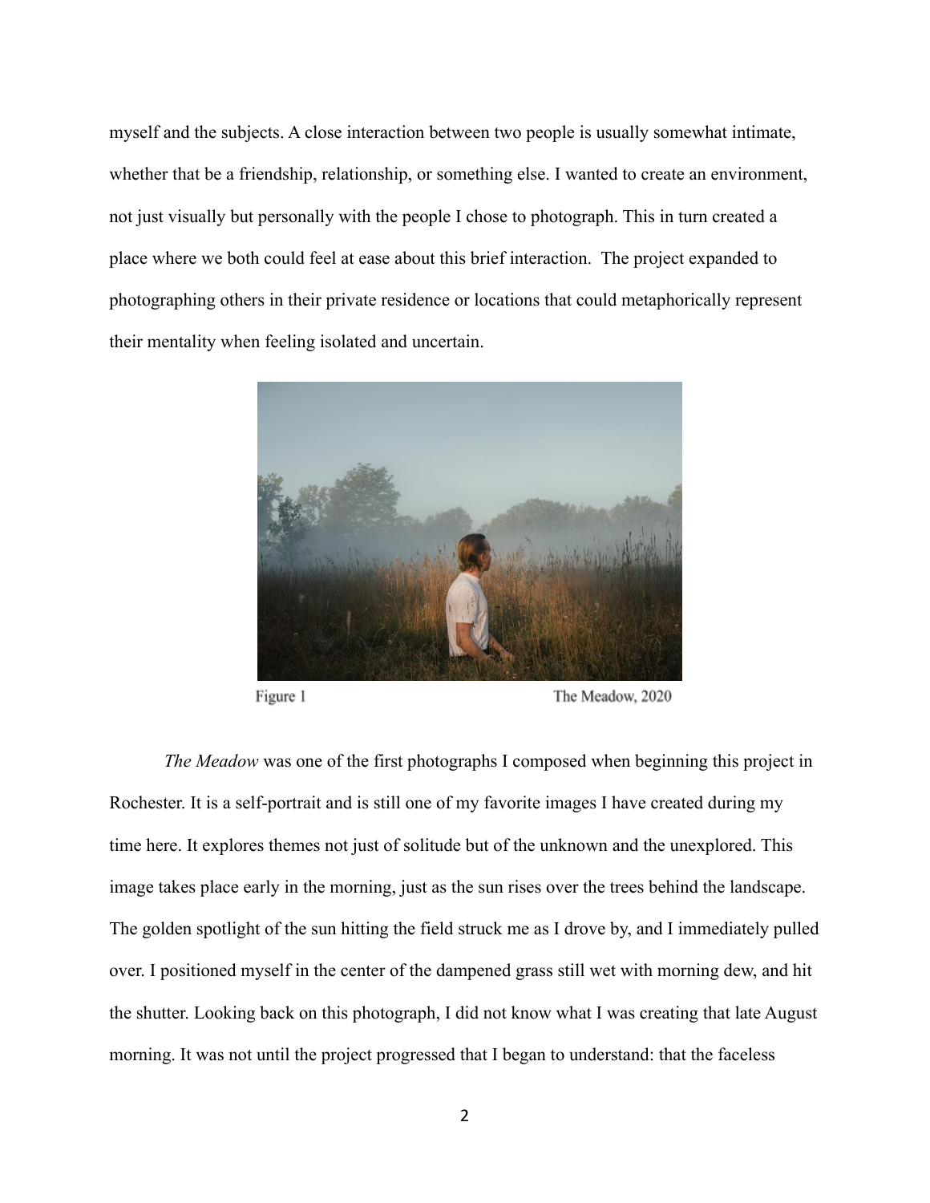myself and the subjects. A close interaction between two people is usually somewhat intimate, whether that be a friendship, relationship, or something else. I wanted to create an environment, not just visually but personally with the people I chose to photograph. This in turn created a place where we both could feel at ease about this brief interaction. The project expanded to photographing others in their private residence or locations that could metaphorically represent their mentality when feeling isolated and uncertain.

Figure 1 The Meadow, 2020

*The Meadow* was one of the first photographs I composed when beginning this project in Rochester. It is a self-portrait and is still one of my favorite images I have created during my time here. It explores themes not just of solitude but of the unknown and the unexplored. This image takes place early in the morning, just as the sun rises over the trees behind the landscape. The golden spotlight of the sun hitting the field struck me as I drove by, and I immediately pulled over. I positioned myself in the center of the dampened grass still wet with morning dew, and hit the shutter. Looking back on this photograph, I did not know what I was creating that late August morning. It was not until the project progressed that I began to understand: that the faceless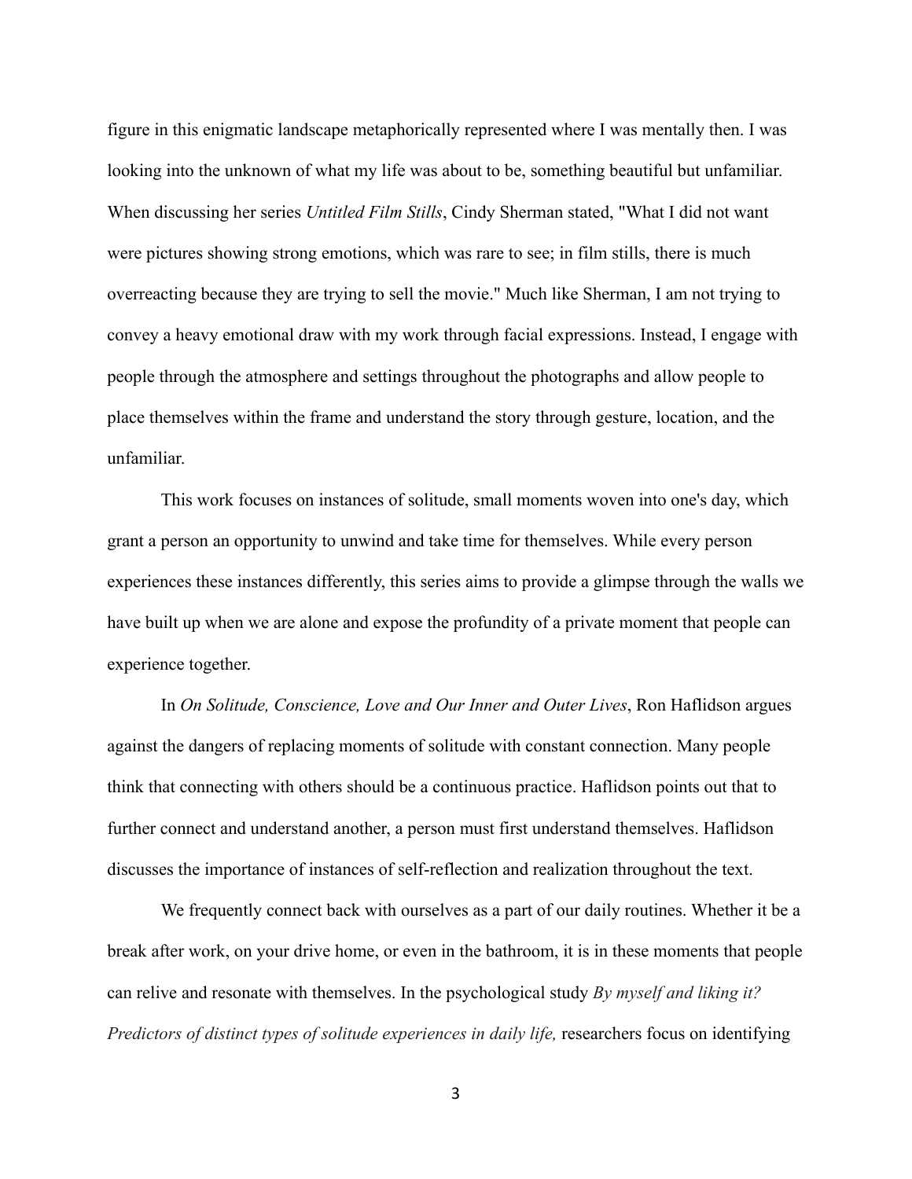figure in this enigmatic landscape metaphorically represented where I was mentally then. I was looking into the unknown of what my life was about to be, something beautiful but unfamiliar. When discussing her series *Untitled Film Stills*, Cindy Sherman stated, "What I did not want were pictures showing strong emotions, which was rare to see; in film stills, there is much overreacting because they are trying to sell the movie." Much like Sherman, I am not trying to convey a heavy emotional draw with my work through facial expressions. Instead, I engage with people through the atmosphere and settings throughout the photographs and allow people to place themselves within the frame and understand the story through gesture, location, and the unfamiliar.

This work focuses on instances of solitude, small moments woven into one's day, which grant a person an opportunity to unwind and take time for themselves. While every person experiences these instances differently, this series aims to provide a glimpse through the walls we have built up when we are alone and expose the profundity of a private moment that people can experience together.

In *On Solitude, Conscience, Love and Our Inner and Outer Lives*, Ron Haflidson argues against the dangers of replacing moments of solitude with constant connection. Many people think that connecting with others should be a continuous practice. Haflidson points out that to further connect and understand another, a person must first understand themselves. Haflidson discusses the importance of instances of self-reflection and realization throughout the text.

We frequently connect back with ourselves as a part of our daily routines. Whether it be a break after work, on your drive home, or even in the bathroom, it is in these moments that people can relive and resonate with themselves. In the psychological study *By myself and liking it? Predictors of distinct types of solitude experiences in daily life,* researchers focus on identifying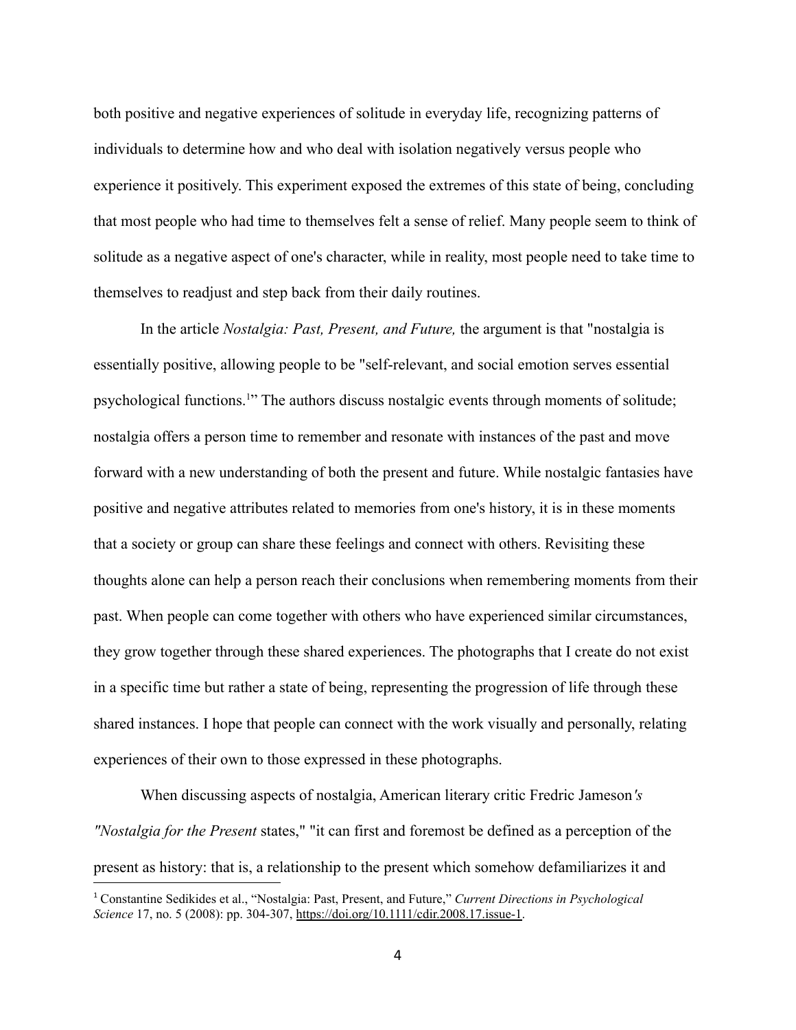both positive and negative experiences of solitude in everyday life, recognizing patterns of individuals to determine how and who deal with isolation negatively versus people who experience it positively. This experiment exposed the extremes of this state of being, concluding that most people who had time to themselves felt a sense of relief. Many people seem to think of solitude as a negative aspect of one's character, while in reality, most people need to take time to themselves to readjust and step back from their daily routines.

In the article *Nostalgia: Past, Present, and Future,* the argument is that "nostalgia is essentially positive, allowing people to be "self-relevant, and social emotion serves essential psychological functions.[1]" The authors discuss nostalgic events through moments of solitude; nostalgia offers a person time to remember and resonate with instances of the past and move forward with a new understanding of both the present and future. While nostalgic fantasies have positive and negative attributes related to memories from one's history, it is in these moments that a society or group can share these feelings and connect with others. Revisiting these thoughts alone can help a person reach their conclusions when remembering moments from their past. When people can come together with others who have experienced similar circumstances, they grow together through these shared experiences. The photographs that I create do not exist in a specific time but rather a state of being, representing the progression of life through these shared instances. I hope that people can connect with the work visually and personally, relating experiences of their own to those expressed in these photographs.

When discussing aspects of nostalgia, American literary critic Fredric Jameson*'s "Nostalgia for the Present* states," "it can first and foremost be defined as a perception of the present as history: that is, a relationship to the present which somehow defamiliarizes it and

[1] Constantine Sedikides et al., "Nostalgia: Past, Present, and Future," *Current Directions in Psychological Science* 17, no. 5 (2008): pp. 304-307, https://doi.org/10.1111/cdir.2008.17.issue-1.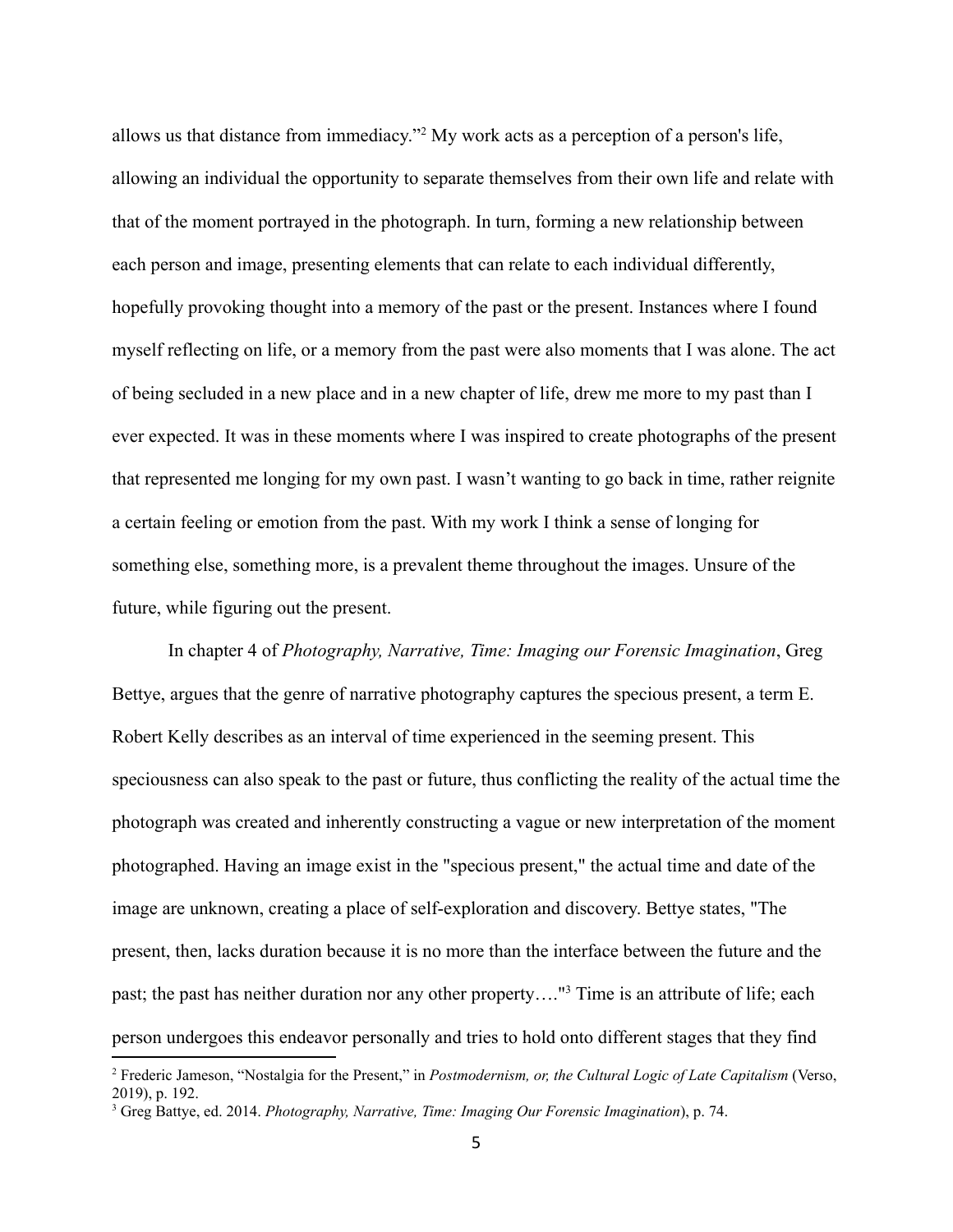allows us that distance from immediacy."[2] My work acts as a perception of a person's life, allowing an individual the opportunity to separate themselves from their own life and relate with that of the moment portrayed in the photograph. In turn, forming a new relationship between each person and image, presenting elements that can relate to each individual differently, hopefully provoking thought into a memory of the past or the present. Instances where I found myself reflecting on life, or a memory from the past were also moments that I was alone. The act of being secluded in a new place and in a new chapter of life, drew me more to my past than I ever expected. It was in these moments where I was inspired to create photographs of the present that represented me longing for my own past. I wasn't wanting to go back in time, rather reignite a certain feeling or emotion from the past. With my work I think a sense of longing for something else, something more, is a prevalent theme throughout the images. Unsure of the future, while figuring out the present.

In chapter 4 of *Photography, Narrative, Time: Imaging our Forensic Imagination*, Greg Bettye, argues that the genre of narrative photography captures the specious present, a term E. Robert Kelly describes as an interval of time experienced in the seeming present. This speciousness can also speak to the past or future, thus conflicting the reality of the actual time the photograph was created and inherently constructing a vague or new interpretation of the moment photographed. Having an image exist in the "specious present," the actual time and date of the image are unknown, creating a place of self-exploration and discovery. Bettye states, "The present, then, lacks duration because it is no more than the interface between the future and the past; the past has neither duration nor any other property…."[3] Time is an attribute of life; each person undergoes this endeavor personally and tries to hold onto different stages that they find

[2] Frederic Jameson, "Nostalgia for the Present," in *Postmodernism, or, the Cultural Logic of Late Capitalism* (Verso, 2019), p. 192.

[3] Greg Battye, ed. 2014. *Photography, Narrative, Time: Imaging Our Forensic Imagination*), p. 74.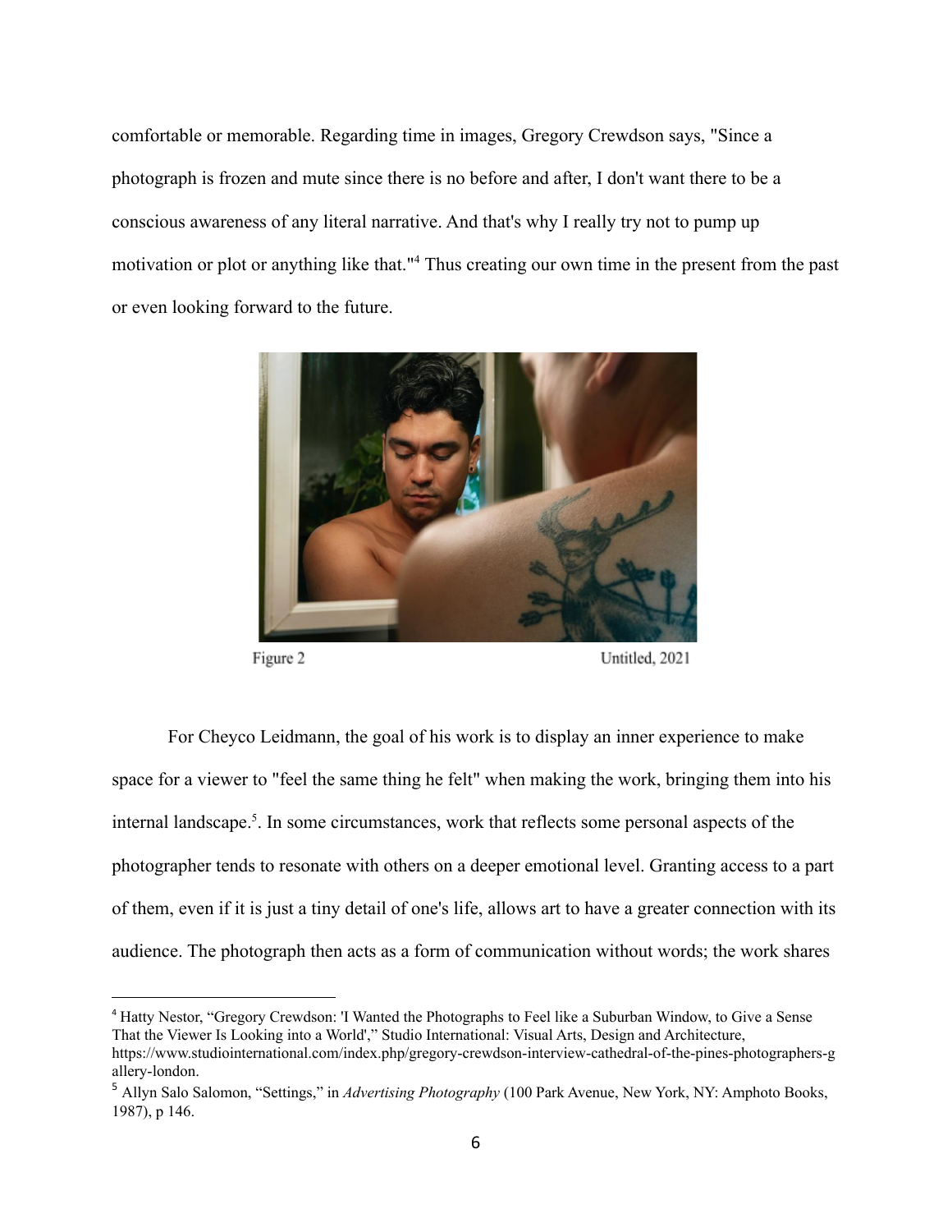comfortable or memorable. Regarding time in images, Gregory Crewdson says, "Since a photograph is frozen and mute since there is no before and after, I don't want there to be a conscious awareness of any literal narrative. And that's why I really try not to pump up motivation or plot or anything like that."[4] Thus creating our own time in the present from the past or even looking forward to the future.

Figure 2 Untitled, 2021

For Cheyco Leidmann, the goal of his work is to display an inner experience to make space for a viewer to "feel the same thing he felt" when making the work, bringing them into his internal landscape.[5]. In some circumstances, work that reflects some personal aspects of the photographer tends to resonate with others on a deeper emotional level. Granting access to a part of them, even if it is just a tiny detail of one's life, allows art to have a greater connection with its audience. The photograph then acts as a form of communication without words; the work shares

---

[4] Hatty Nestor, "Gregory Crewdson: 'I Wanted the Photographs to Feel like a Suburban Window, to Give a Sense That the Viewer Is Looking into a World'," Studio International: Visual Arts, Design and Architecture, https://www.studiointernational.com/index.php/gregory-crewdson-interview-cathedral-of-the-pines-photographers-gallery-london.

[5] Allyn Salo Salomon, "Settings," in *Advertising Photography* (100 Park Avenue, New York, NY: Amphoto Books, 1987), p 146.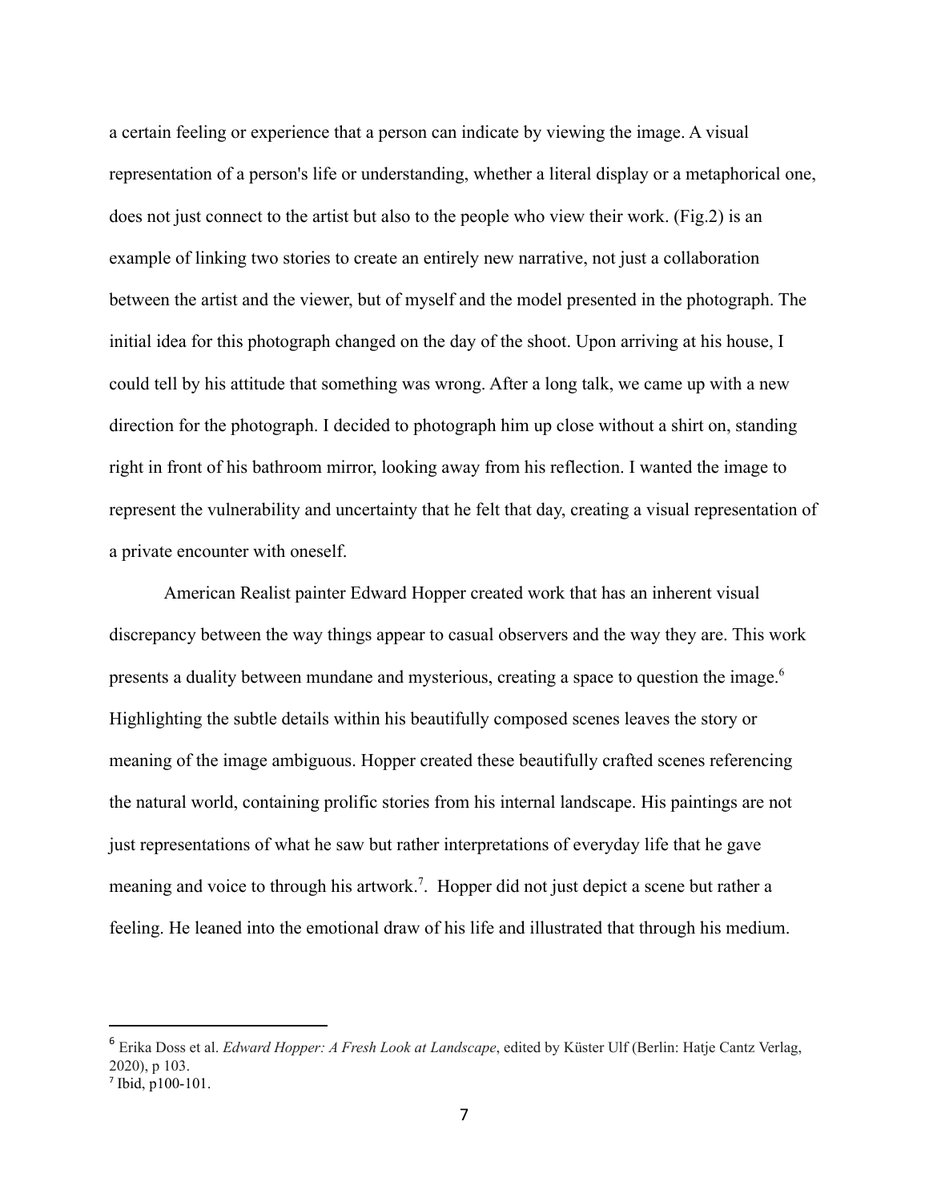a certain feeling or experience that a person can indicate by viewing the image. A visual representation of a person's life or understanding, whether a literal display or a metaphorical one, does not just connect to the artist but also to the people who view their work. (Fig.2) is an example of linking two stories to create an entirely new narrative, not just a collaboration between the artist and the viewer, but of myself and the model presented in the photograph. The initial idea for this photograph changed on the day of the shoot. Upon arriving at his house, I could tell by his attitude that something was wrong. After a long talk, we came up with a new direction for the photograph. I decided to photograph him up close without a shirt on, standing right in front of his bathroom mirror, looking away from his reflection. I wanted the image to represent the vulnerability and uncertainty that he felt that day, creating a visual representation of a private encounter with oneself.

American Realist painter Edward Hopper created work that has an inherent visual discrepancy between the way things appear to casual observers and the way they are. This work presents a duality between mundane and mysterious, creating a space to question the image.[6] Highlighting the subtle details within his beautifully composed scenes leaves the story or meaning of the image ambiguous. Hopper created these beautifully crafted scenes referencing the natural world, containing prolific stories from his internal landscape. His paintings are not just representations of what he saw but rather interpretations of everyday life that he gave meaning and voice to through his artwork.[7]. Hopper did not just depict a scene but rather a feeling. He leaned into the emotional draw of his life and illustrated that through his medium.

---

[6] Erika Doss et al. *Edward Hopper: A Fresh Look at Landscape*, edited by Küster Ulf (Berlin: Hatje Cantz Verlag, 2020), p 103.

[7] Ibid, p100-101.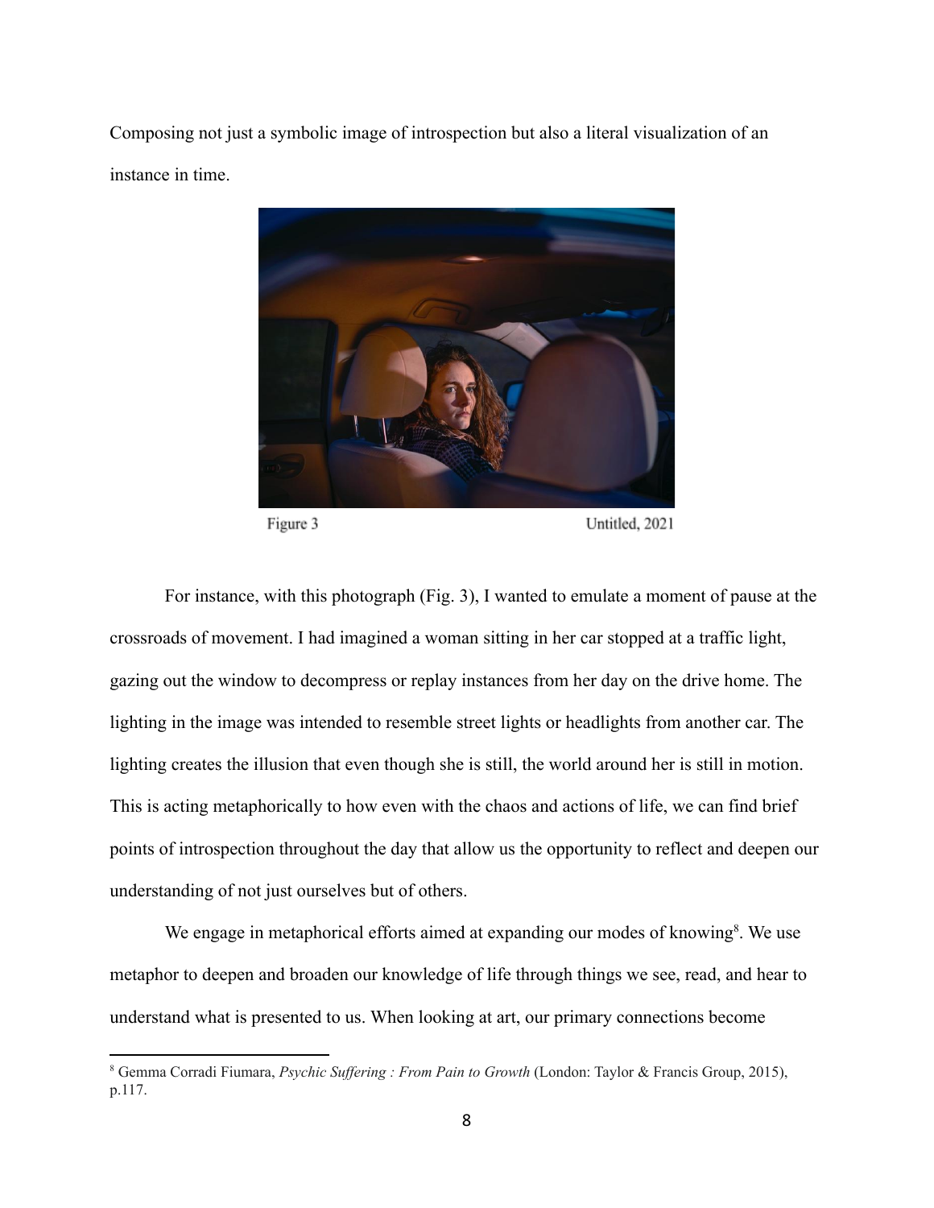Composing not just a symbolic image of introspection but also a literal visualization of an instance in time.

Figure 3 Untitled, 2021

For instance, with this photograph (Fig. 3), I wanted to emulate a moment of pause at the crossroads of movement. I had imagined a woman sitting in her car stopped at a traffic light, gazing out the window to decompress or replay instances from her day on the drive home. The lighting in the image was intended to resemble street lights or headlights from another car. The lighting creates the illusion that even though she is still, the world around her is still in motion. This is acting metaphorically to how even with the chaos and actions of life, we can find brief points of introspection throughout the day that allow us the opportunity to reflect and deepen our understanding of not just ourselves but of others.

We engage in metaphorical efforts aimed at expanding our modes of knowing[8]. We use metaphor to deepen and broaden our knowledge of life through things we see, read, and hear to understand what is presented to us. When looking at art, our primary connections become

[8] Gemma Corradi Fiumara, *Psychic Suffering : From Pain to Growth* (London: Taylor & Francis Group, 2015), p.117.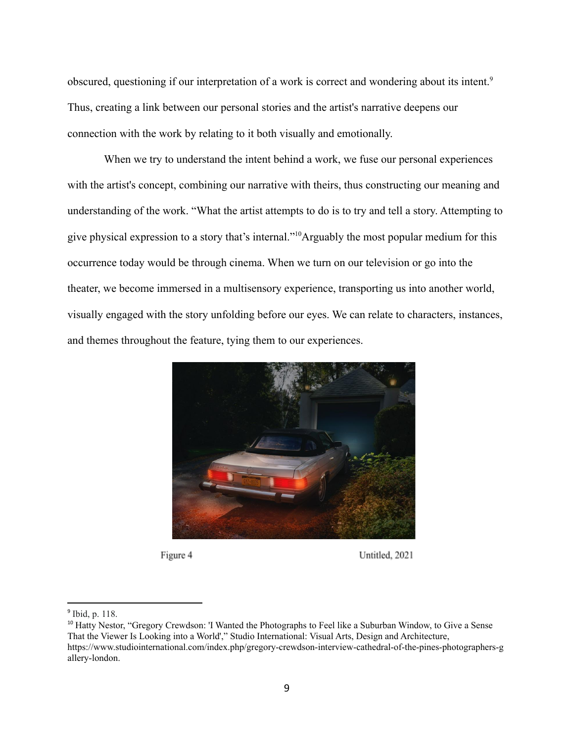obscured, questioning if our interpretation of a work is correct and wondering about its intent.[9] Thus, creating a link between our personal stories and the artist's narrative deepens our connection with the work by relating to it both visually and emotionally.

When we try to understand the intent behind a work, we fuse our personal experiences with the artist's concept, combining our narrative with theirs, thus constructing our meaning and understanding of the work. "What the artist attempts to do is to try and tell a story. Attempting to give physical expression to a story that's internal."[10]Arguably the most popular medium for this occurrence today would be through cinema. When we turn on our television or go into the theater, we become immersed in a multisensory experience, transporting us into another world, visually engaged with the story unfolding before our eyes. We can relate to characters, instances, and themes throughout the feature, tying them to our experiences.

Figure 4 Untitled, 2021

[9] Ibid, p. 118.

[10] Hatty Nestor, "Gregory Crewdson: 'I Wanted the Photographs to Feel like a Suburban Window, to Give a Sense That the Viewer Is Looking into a World'," Studio International: Visual Arts, Design and Architecture, https://www.studiointernational.com/index.php/gregory-crewdson-interview-cathedral-of-the-pines-photographers-gallery-london.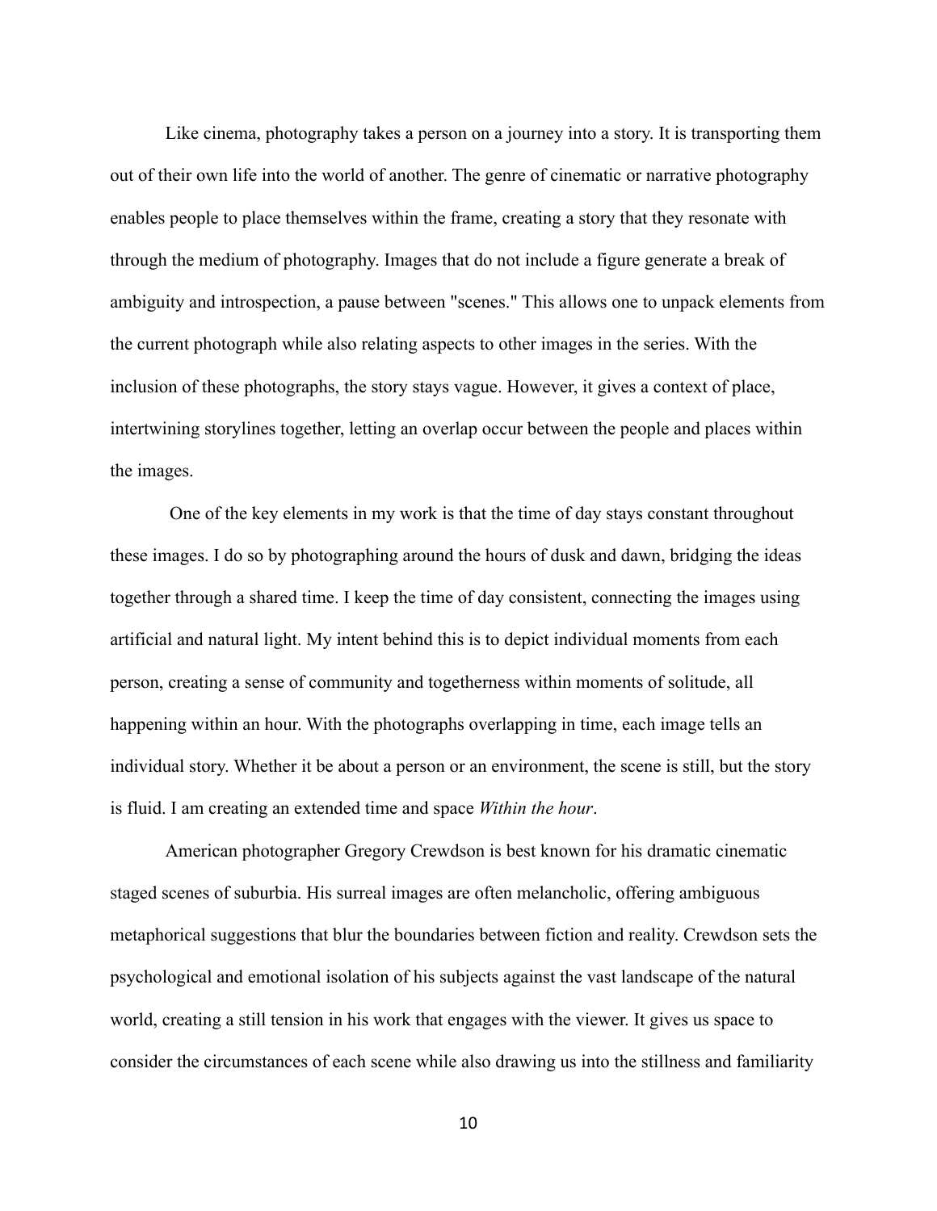Like cinema, photography takes a person on a journey into a story. It is transporting them out of their own life into the world of another. The genre of cinematic or narrative photography enables people to place themselves within the frame, creating a story that they resonate with through the medium of photography. Images that do not include a figure generate a break of ambiguity and introspection, a pause between "scenes." This allows one to unpack elements from the current photograph while also relating aspects to other images in the series. With the inclusion of these photographs, the story stays vague. However, it gives a context of place, intertwining storylines together, letting an overlap occur between the people and places within the images.

One of the key elements in my work is that the time of day stays constant throughout these images. I do so by photographing around the hours of dusk and dawn, bridging the ideas together through a shared time. I keep the time of day consistent, connecting the images using artificial and natural light. My intent behind this is to depict individual moments from each person, creating a sense of community and togetherness within moments of solitude, all happening within an hour. With the photographs overlapping in time, each image tells an individual story. Whether it be about a person or an environment, the scene is still, but the story is fluid. I am creating an extended time and space *Within the hour*.

American photographer Gregory Crewdson is best known for his dramatic cinematic staged scenes of suburbia. His surreal images are often melancholic, offering ambiguous metaphorical suggestions that blur the boundaries between fiction and reality. Crewdson sets the psychological and emotional isolation of his subjects against the vast landscape of the natural world, creating a still tension in his work that engages with the viewer. It gives us space to consider the circumstances of each scene while also drawing us into the stillness and familiarity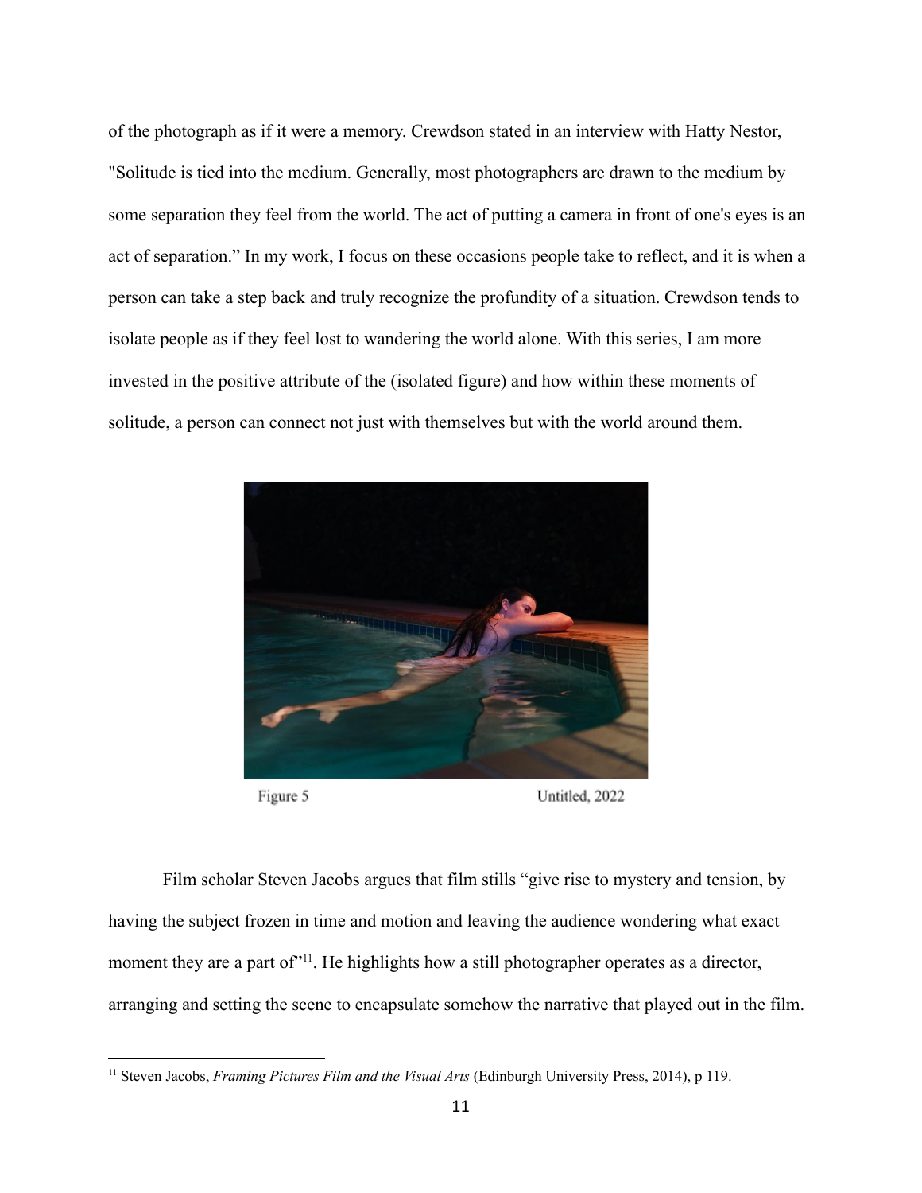of the photograph as if it were a memory. Crewdson stated in an interview with Hatty Nestor, "Solitude is tied into the medium. Generally, most photographers are drawn to the medium by some separation they feel from the world. The act of putting a camera in front of one's eyes is an act of separation." In my work, I focus on these occasions people take to reflect, and it is when a person can take a step back and truly recognize the profundity of a situation. Crewdson tends to isolate people as if they feel lost to wandering the world alone. With this series, I am more invested in the positive attribute of the (isolated figure) and how within these moments of solitude, a person can connect not just with themselves but with the world around them.

Figure 5 Untitled, 2022

Film scholar Steven Jacobs argues that film stills "give rise to mystery and tension, by having the subject frozen in time and motion and leaving the audience wondering what exact moment they are a part of"[11]. He highlights how a still photographer operates as a director, arranging and setting the scene to encapsulate somehow the narrative that played out in the film.

[11] Steven Jacobs, *Framing Pictures Film and the Visual Arts* (Edinburgh University Press, 2014), p 119.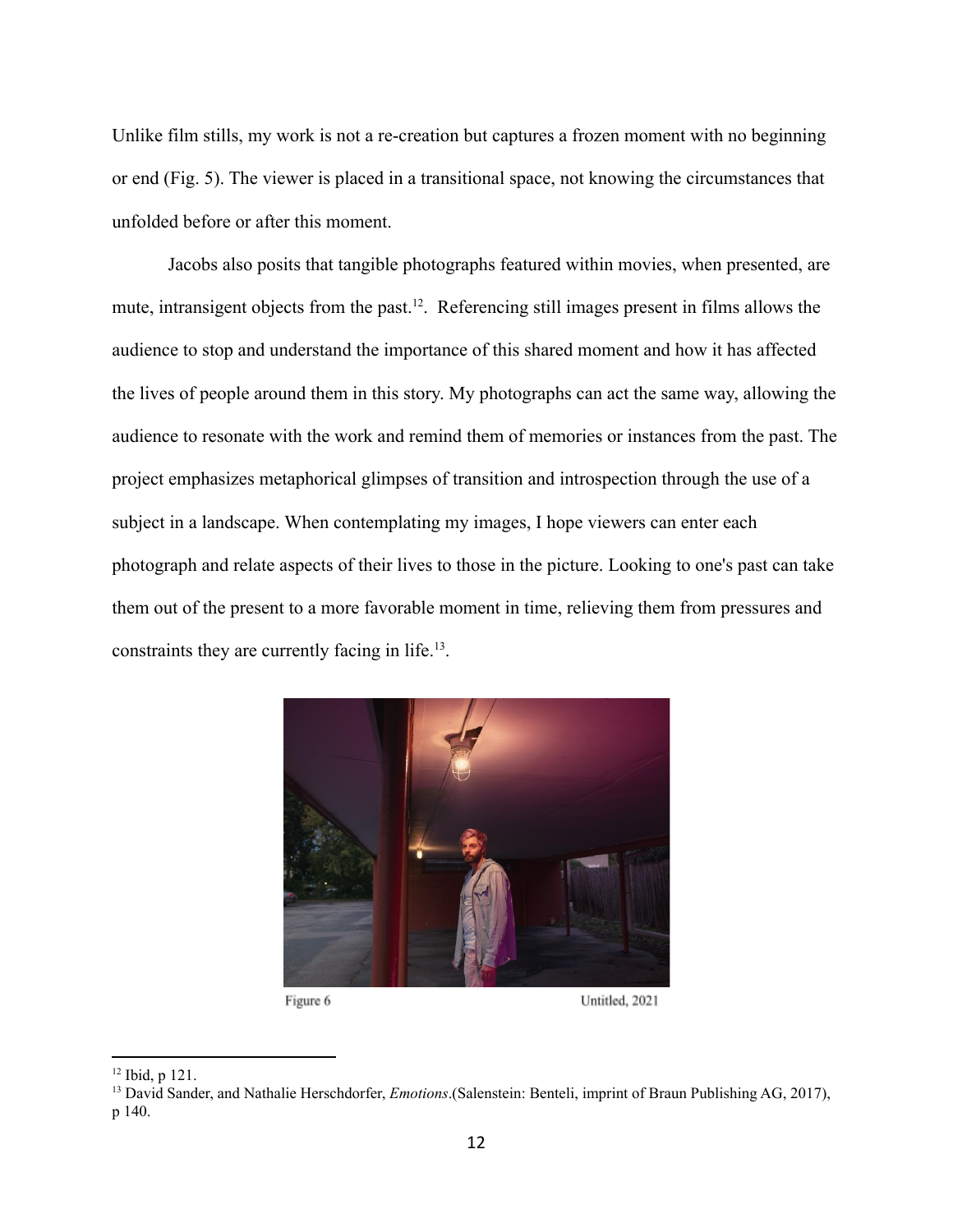Unlike film stills, my work is not a re-creation but captures a frozen moment with no beginning or end (Fig. 5). The viewer is placed in a transitional space, not knowing the circumstances that unfolded before or after this moment.

Jacobs also posits that tangible photographs featured within movies, when presented, are mute, intransigent objects from the past.[12]. Referencing still images present in films allows the audience to stop and understand the importance of this shared moment and how it has affected the lives of people around them in this story. My photographs can act the same way, allowing the audience to resonate with the work and remind them of memories or instances from the past. The project emphasizes metaphorical glimpses of transition and introspection through the use of a subject in a landscape. When contemplating my images, I hope viewers can enter each photograph and relate aspects of their lives to those in the picture. Looking to one's past can take them out of the present to a more favorable moment in time, relieving them from pressures and constraints they are currently facing in life.[13].

Figure 6 Untitled, 2021

---

[12] Ibid, p 121.

[13] David Sander, and Nathalie Herschdorfer, *Emotions*.(Salenstein: Benteli, imprint of Braun Publishing AG, 2017), p 140.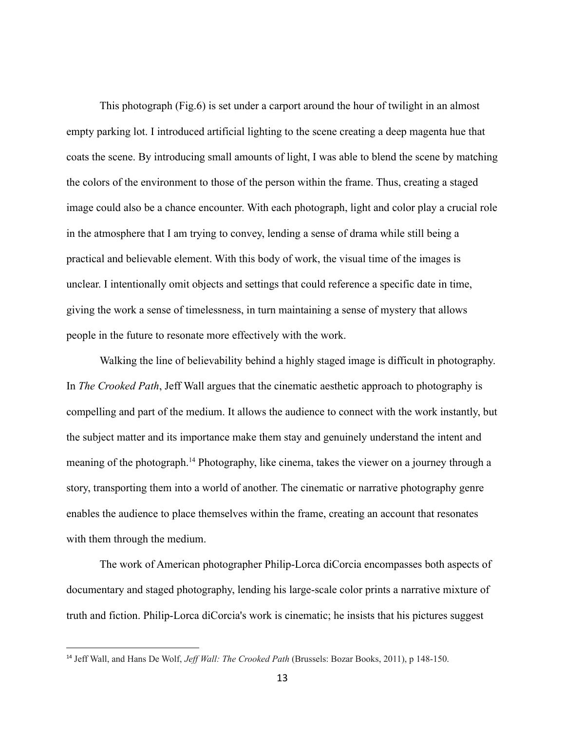This photograph (Fig.6) is set under a carport around the hour of twilight in an almost empty parking lot. I introduced artificial lighting to the scene creating a deep magenta hue that coats the scene. By introducing small amounts of light, I was able to blend the scene by matching the colors of the environment to those of the person within the frame. Thus, creating a staged image could also be a chance encounter. With each photograph, light and color play a crucial role in the atmosphere that I am trying to convey, lending a sense of drama while still being a practical and believable element. With this body of work, the visual time of the images is unclear. I intentionally omit objects and settings that could reference a specific date in time, giving the work a sense of timelessness, in turn maintaining a sense of mystery that allows people in the future to resonate more effectively with the work.

Walking the line of believability behind a highly staged image is difficult in photography. In *The Crooked Path*, Jeff Wall argues that the cinematic aesthetic approach to photography is compelling and part of the medium. It allows the audience to connect with the work instantly, but the subject matter and its importance make them stay and genuinely understand the intent and meaning of the photograph.[14] Photography, like cinema, takes the viewer on a journey through a story, transporting them into a world of another. The cinematic or narrative photography genre enables the audience to place themselves within the frame, creating an account that resonates with them through the medium.

The work of American photographer Philip-Lorca diCorcia encompasses both aspects of documentary and staged photography, lending his large-scale color prints a narrative mixture of truth and fiction. Philip-Lorca diCorcia's work is cinematic; he insists that his pictures suggest

[14] Jeff Wall, and Hans De Wolf, *Jeff Wall: The Crooked Path* (Brussels: Bozar Books, 2011), p 148-150.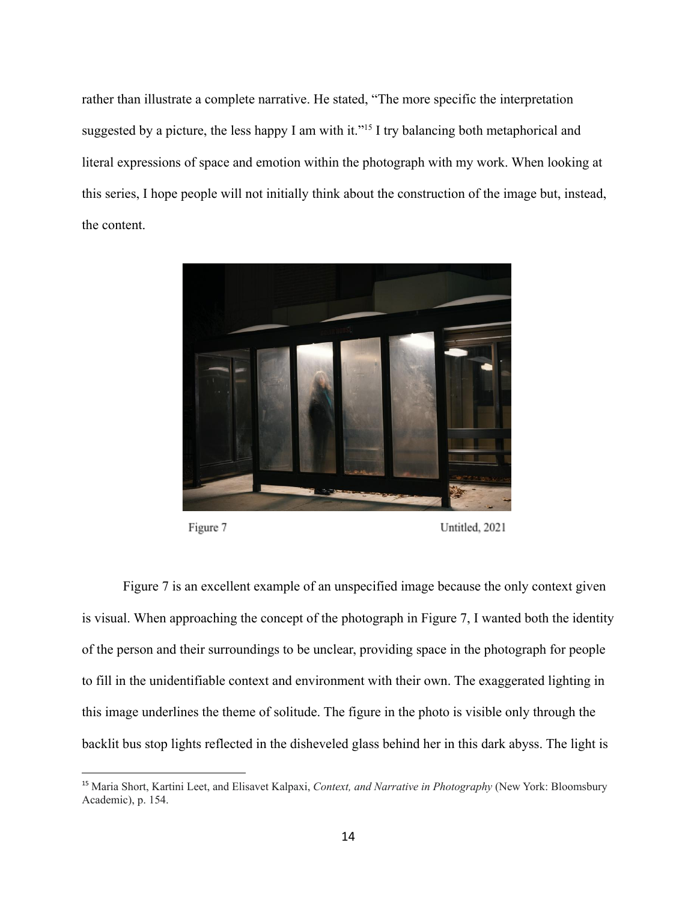rather than illustrate a complete narrative. He stated, “The more specific the interpretation suggested by a picture, the less happy I am with it.”[15] I try balancing both metaphorical and literal expressions of space and emotion within the photograph with my work. When looking at this series, I hope people will not initially think about the construction of the image but, instead, the content.

Figure 7 Untitled, 2021

Figure 7 is an excellent example of an unspecified image because the only context given is visual. When approaching the concept of the photograph in Figure 7, I wanted both the identity of the person and their surroundings to be unclear, providing space in the photograph for people to fill in the unidentifiable context and environment with their own. The exaggerated lighting in this image underlines the theme of solitude. The figure in the photo is visible only through the backlit bus stop lights reflected in the disheveled glass behind her in this dark abyss. The light is

[15] Maria Short, Kartini Leet, and Elisavet Kalpaxi, *Context, and Narrative in Photography* (New York: Bloomsbury Academic), p. 154.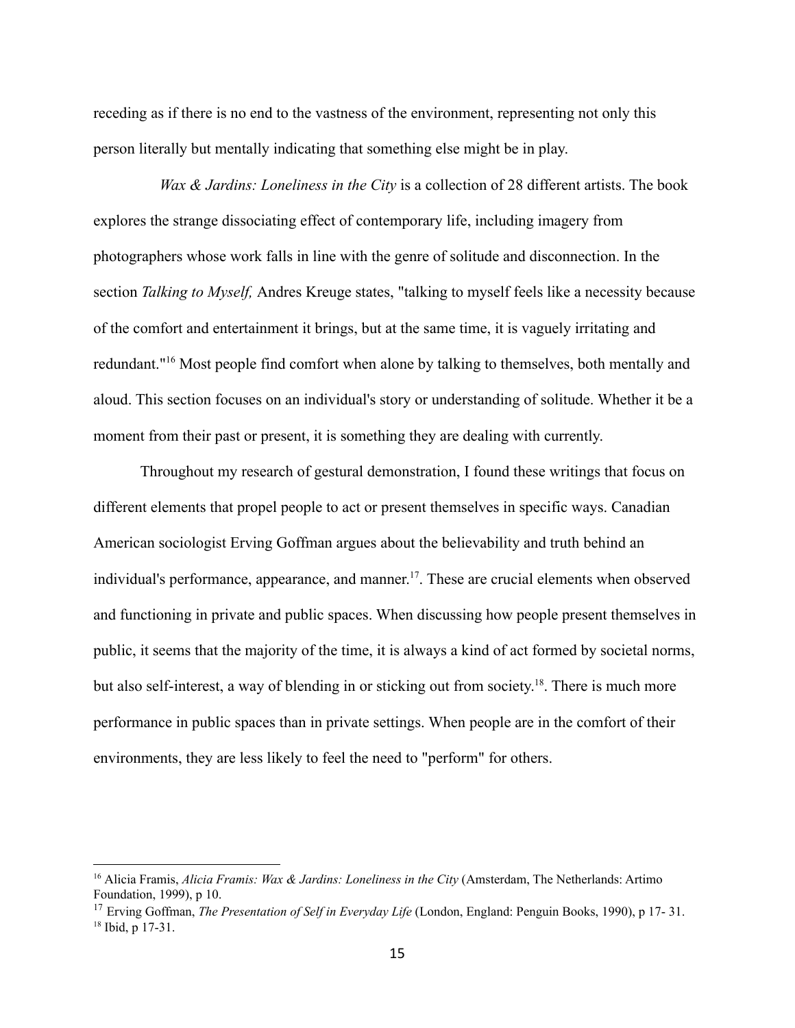receding as if there is no end to the vastness of the environment, representing not only this person literally but mentally indicating that something else might be in play.

*Wax & Jardins: Loneliness in the City* is a collection of 28 different artists. The book explores the strange dissociating effect of contemporary life, including imagery from photographers whose work falls in line with the genre of solitude and disconnection. In the section *Talking to Myself,* Andres Kreuge states, "talking to myself feels like a necessity because of the comfort and entertainment it brings, but at the same time, it is vaguely irritating and redundant."[16] Most people find comfort when alone by talking to themselves, both mentally and aloud. This section focuses on an individual's story or understanding of solitude. Whether it be a moment from their past or present, it is something they are dealing with currently.

Throughout my research of gestural demonstration, I found these writings that focus on different elements that propel people to act or present themselves in specific ways. Canadian American sociologist Erving Goffman argues about the believability and truth behind an individual's performance, appearance, and manner.[17]. These are crucial elements when observed and functioning in private and public spaces. When discussing how people present themselves in public, it seems that the majority of the time, it is always a kind of act formed by societal norms, but also self-interest, a way of blending in or sticking out from society.[18]. There is much more performance in public spaces than in private settings. When people are in the comfort of their environments, they are less likely to feel the need to "perform" for others.

---

[16] Alicia Framis, *Alicia Framis: Wax & Jardins: Loneliness in the City* (Amsterdam, The Netherlands: Artimo Foundation, 1999), p 10.

[17] Erving Goffman, *The Presentation of Self in Everyday Life* (London, England: Penguin Books, 1990), p 17- 31.

[18] Ibid, p 17-31.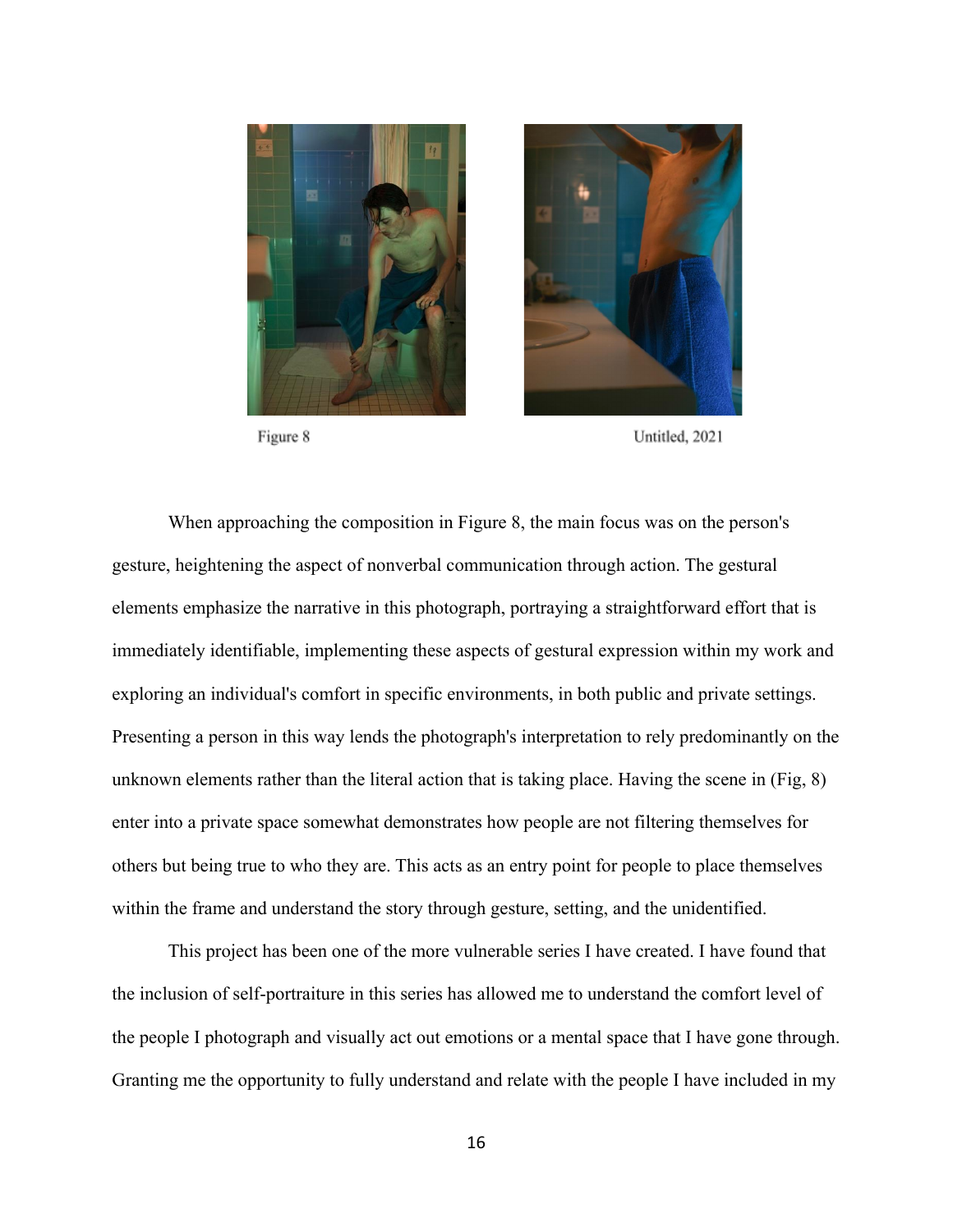Figure 8

Untitled, 2021

When approaching the composition in Figure 8, the main focus was on the person's gesture, heightening the aspect of nonverbal communication through action. The gestural elements emphasize the narrative in this photograph, portraying a straightforward effort that is immediately identifiable, implementing these aspects of gestural expression within my work and exploring an individual's comfort in specific environments, in both public and private settings. Presenting a person in this way lends the photograph's interpretation to rely predominantly on the unknown elements rather than the literal action that is taking place. Having the scene in (Fig, 8) enter into a private space somewhat demonstrates how people are not filtering themselves for others but being true to who they are. This acts as an entry point for people to place themselves within the frame and understand the story through gesture, setting, and the unidentified.

This project has been one of the more vulnerable series I have created. I have found that the inclusion of self-portraiture in this series has allowed me to understand the comfort level of the people I photograph and visually act out emotions or a mental space that I have gone through. Granting me the opportunity to fully understand and relate with the people I have included in my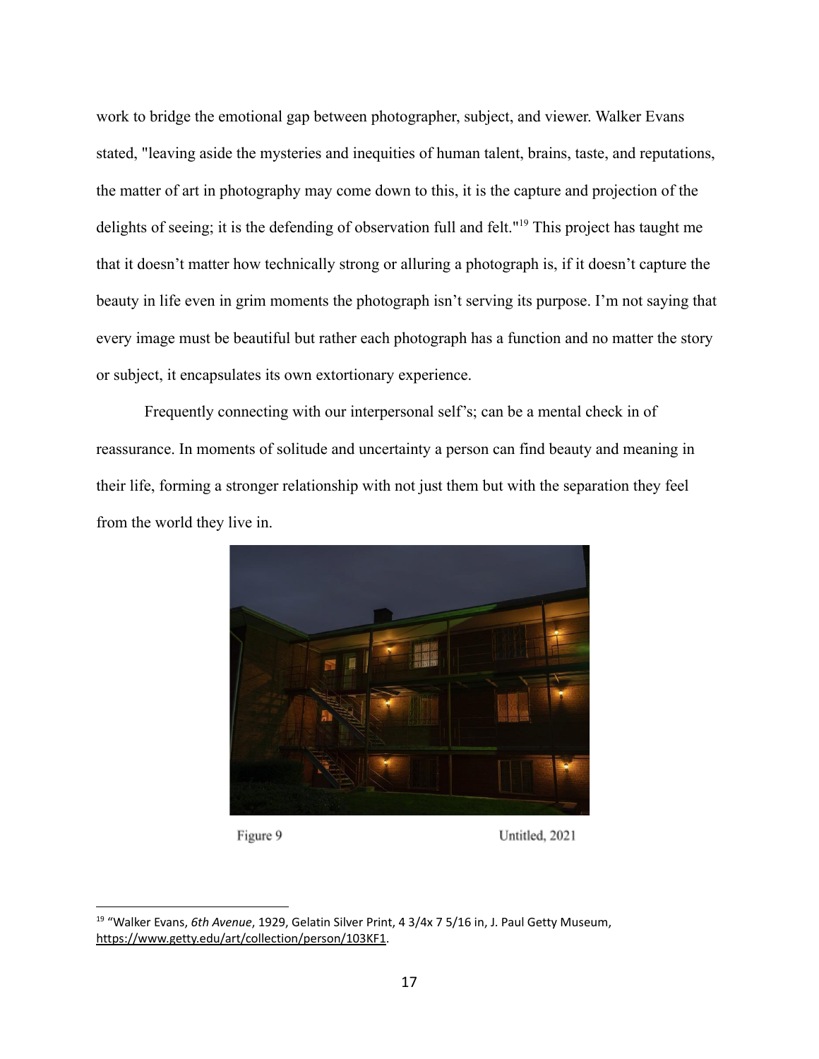work to bridge the emotional gap between photographer, subject, and viewer. Walker Evans stated, "leaving aside the mysteries and inequities of human talent, brains, taste, and reputations, the matter of art in photography may come down to this, it is the capture and projection of the delights of seeing; it is the defending of observation full and felt."[19] This project has taught me that it doesn't matter how technically strong or alluring a photograph is, if it doesn't capture the beauty in life even in grim moments the photograph isn't serving its purpose. I'm not saying that every image must be beautiful but rather each photograph has a function and no matter the story or subject, it encapsulates its own extortionary experience.

Frequently connecting with our interpersonal self's; can be a mental check in of reassurance. In moments of solitude and uncertainty a person can find beauty and meaning in their life, forming a stronger relationship with not just them but with the separation they feel from the world they live in.

Figure 9 Untitled, 2021

[19] "Walker Evans, *6th Avenue*, 1929, Gelatin Silver Print, 4 3/4x 7 5/16 in, J. Paul Getty Museum, https://www.getty.edu/art/collection/person/103KF1.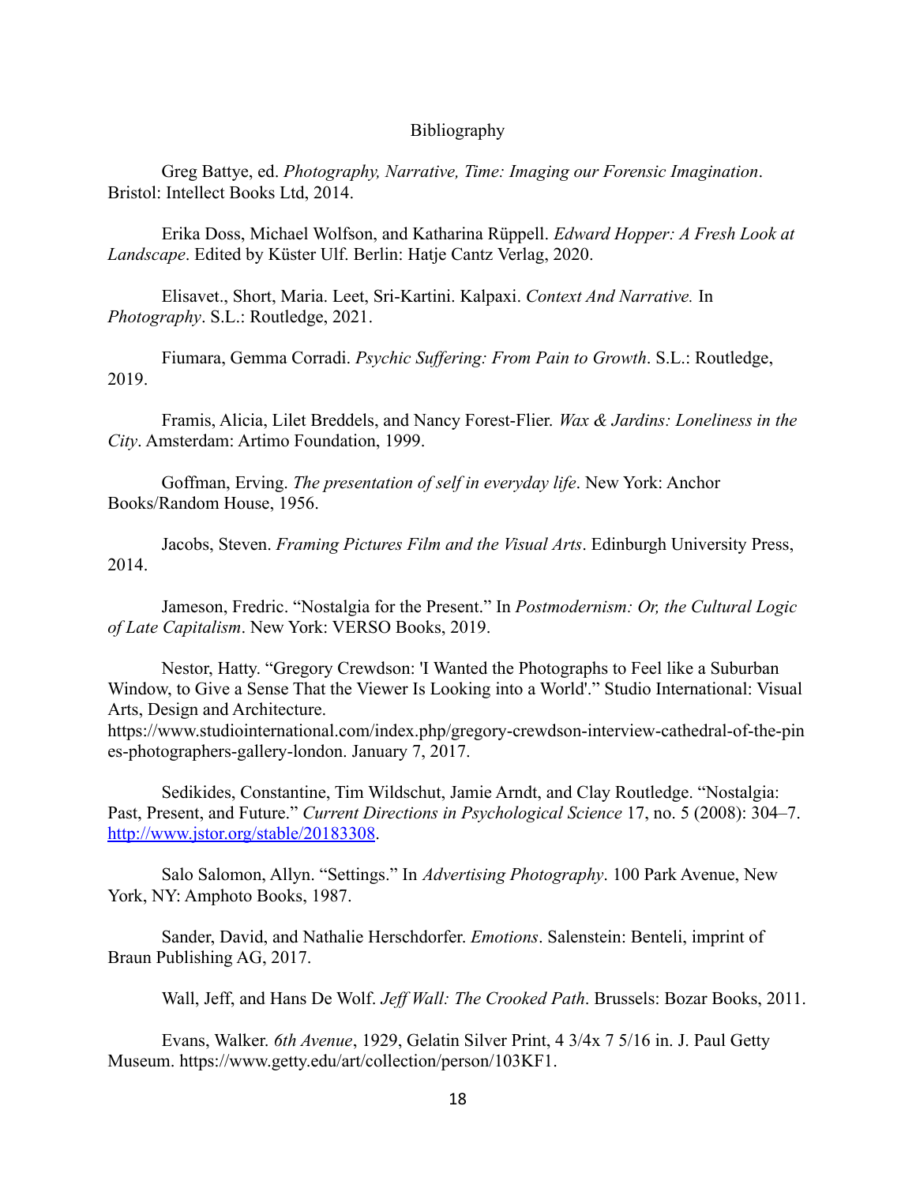# Bibliography

Greg Battye, ed. *Photography, Narrative, Time: Imaging our Forensic Imagination*. Bristol: Intellect Books Ltd, 2014.

Erika Doss, Michael Wolfson, and Katharina Rüppell. *Edward Hopper: A Fresh Look at Landscape*. Edited by Küster Ulf. Berlin: Hatje Cantz Verlag, 2020.

Elisavet., Short, Maria. Leet, Sri-Kartini. Kalpaxi. *Context And Narrative.* In *Photography*. S.L.: Routledge, 2021.

Fiumara, Gemma Corradi. *Psychic Suffering: From Pain to Growth*. S.L.: Routledge, 2019.

Framis, Alicia, Lilet Breddels, and Nancy Forest-Flier. *Wax & Jardins: Loneliness in the City*. Amsterdam: Artimo Foundation, 1999.

Goffman, Erving. *The presentation of self in everyday life*. New York: Anchor Books/Random House, 1956.

Jacobs, Steven. *Framing Pictures Film and the Visual Arts*. Edinburgh University Press, 2014.

Jameson, Fredric. "Nostalgia for the Present." In *Postmodernism: Or, the Cultural Logic of Late Capitalism*. New York: VERSO Books, 2019.

Nestor, Hatty. "Gregory Crewdson: 'I Wanted the Photographs to Feel like a Suburban Window, to Give a Sense That the Viewer Is Looking into a World'." Studio International: Visual Arts, Design and Architecture. https://www.studiointernational.com/index.php/gregory-crewdson-interview-cathedral-of-the-pines-photographers-gallery-london. January 7, 2017.

Sedikides, Constantine, Tim Wildschut, Jamie Arndt, and Clay Routledge. "Nostalgia: Past, Present, and Future." *Current Directions in Psychological Science* 17, no. 5 (2008): 304–7. http://www.jstor.org/stable/20183308.

Salo Salomon, Allyn. "Settings." In *Advertising Photography*. 100 Park Avenue, New York, NY: Amphoto Books, 1987.

Sander, David, and Nathalie Herschdorfer. *Emotions*. Salenstein: Benteli, imprint of Braun Publishing AG, 2017.

Wall, Jeff, and Hans De Wolf. *Jeff Wall: The Crooked Path*. Brussels: Bozar Books, 2011.

Evans, Walker. *6th Avenue*, 1929, Gelatin Silver Print, 4 3/4x 7 5/16 in. J. Paul Getty Museum. https://www.getty.edu/art/collection/person/103KF1.